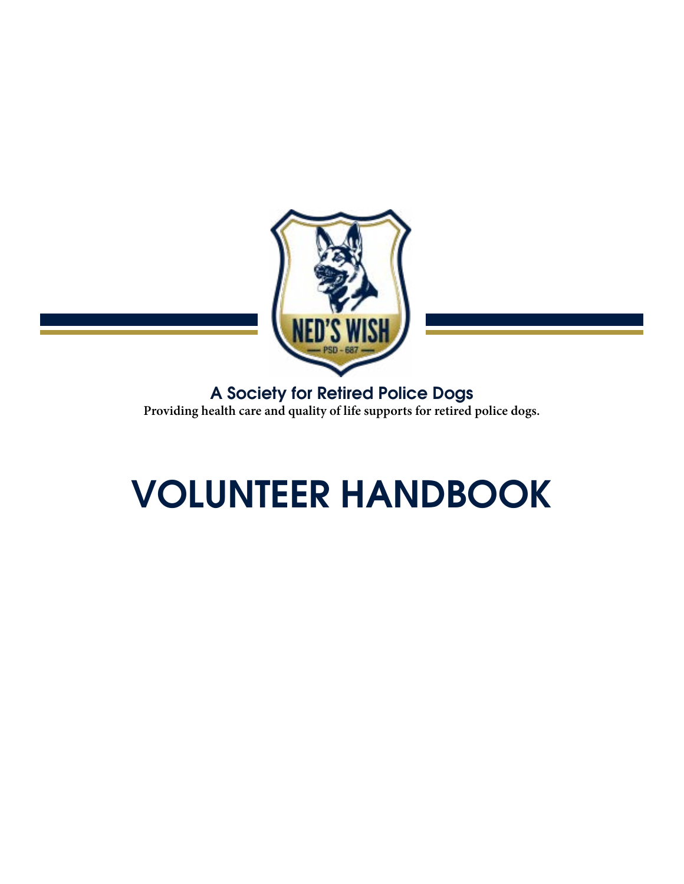NED'S WISH

PSD - 687

**A Society for Retired Police Dogs**

**Providing health care and quality of life supports for retired police dogs.**

# VOLUNTEER HANDBOOK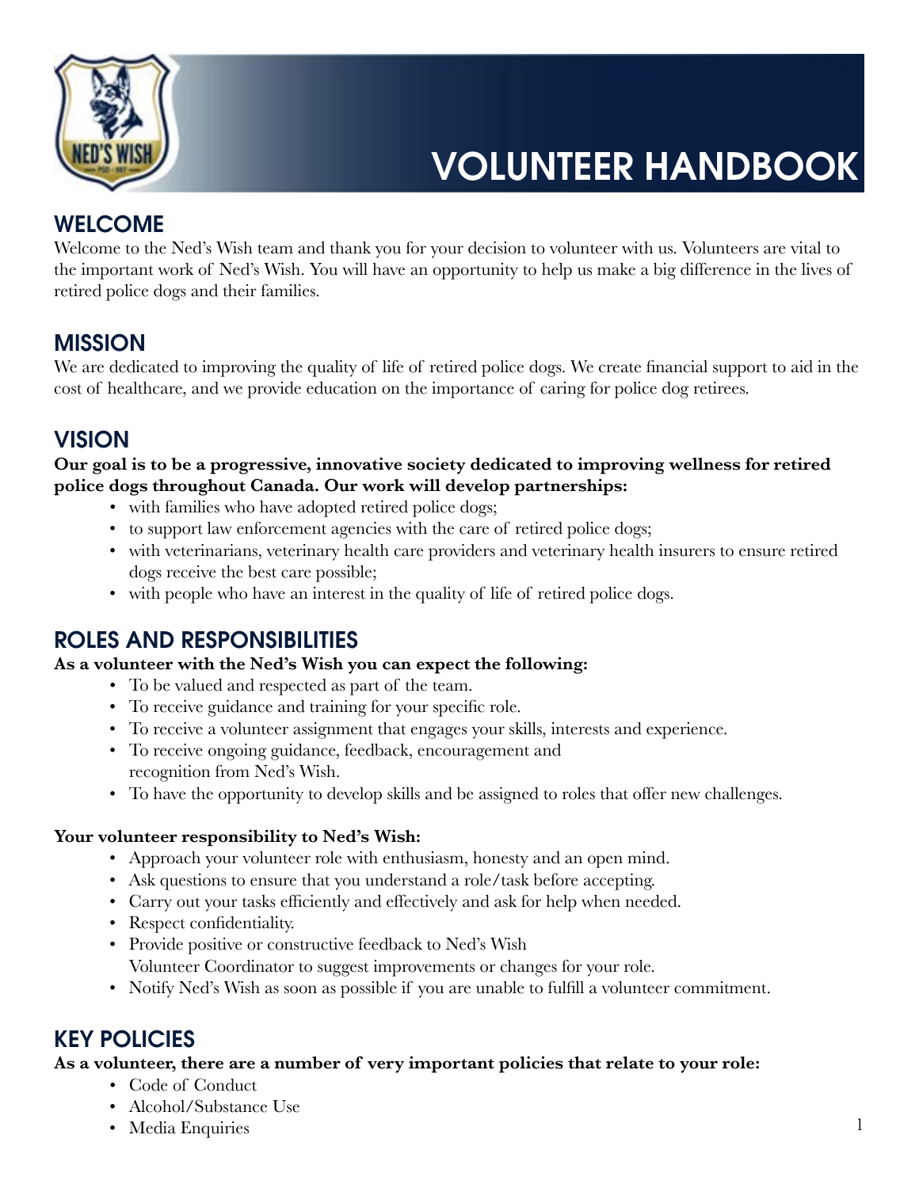# VOLUNTEER HANDBOOK

## WELCOME

Welcome to the Ned's Wish team and thank you for your decision to volunteer with us. Volunteers are vital to the important work of Ned's Wish. You will have an opportunity to help us make a big difference in the lives of retired police dogs and their families.

## MISSION

We are dedicated to improving the quality of life of retired police dogs. We create financial support to aid in the cost of healthcare, and we provide education on the importance of caring for police dog retirees.

## VISION

**Our goal is to be a progressive, innovative society dedicated to improving wellness for retired police dogs throughout Canada. Our work will develop partnerships:**

- with families who have adopted retired police dogs;
- to support law enforcement agencies with the care of retired police dogs;
- with veterinarians, veterinary health care providers and veterinary health insurers to ensure retired dogs receive the best care possible;
- with people who have an interest in the quality of life of retired police dogs.

## ROLES AND RESPONSIBILITIES

**As a volunteer with the Ned's Wish you can expect the following:**

- To be valued and respected as part of the team.
- To receive guidance and training for your specific role.
- To receive a volunteer assignment that engages your skills, interests and experience.
- To receive ongoing guidance, feedback, encouragement and recognition from Ned's Wish.
- To have the opportunity to develop skills and be assigned to roles that offer new challenges.

**Your volunteer responsibility to Ned's Wish:**

- Approach your volunteer role with enthusiasm, honesty and an open mind.
- Ask questions to ensure that you understand a role/task before accepting.
- Carry out your tasks efficiently and effectively and ask for help when needed.
- Respect confidentiality.
- Provide positive or constructive feedback to Ned's Wish Volunteer Coordinator to suggest improvements or changes for your role.
- Notify Ned's Wish as soon as possible if you are unable to fulfill a volunteer commitment.

## KEY POLICIES

**As a volunteer, there are a number of very important policies that relate to your role:**

- Code of Conduct
- Alcohol/Substance Use
- Media Enquiries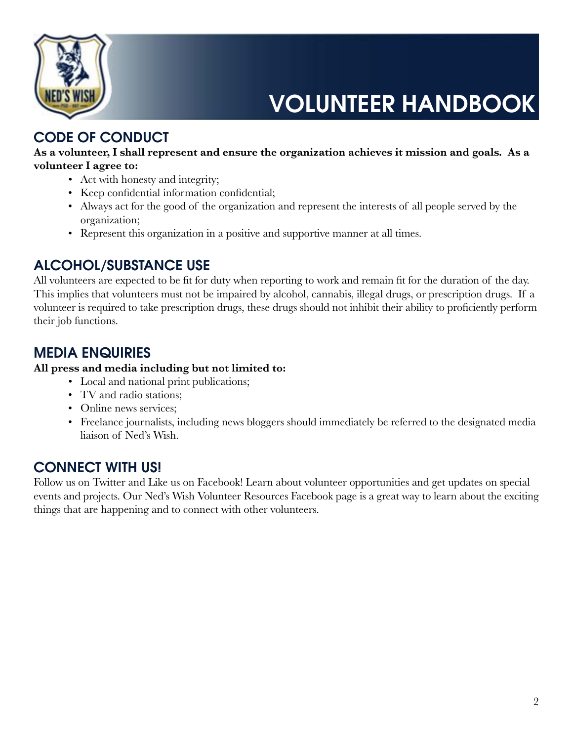# VOLUNTEER HANDBOOK

## CODE OF CONDUCT

**As a volunteer, I shall represent and ensure the organization achieves it mission and goals. As a volunteer I agree to:**

- Act with honesty and integrity;
- Keep confidential information confidential;
- Always act for the good of the organization and represent the interests of all people served by the organization;
- Represent this organization in a positive and supportive manner at all times.

## ALCOHOL/SUBSTANCE USE

All volunteers are expected to be fit for duty when reporting to work and remain fit for the duration of the day. This implies that volunteers must not be impaired by alcohol, cannabis, illegal drugs, or prescription drugs. If a volunteer is required to take prescription drugs, these drugs should not inhibit their ability to proficiently perform their job functions.

## MEDIA ENQUIRIES

**All press and media including but not limited to:**

- Local and national print publications;
- TV and radio stations;
- Online news services;
- Freelance journalists, including news bloggers should immediately be referred to the designated media liaison of Ned's Wish.

## CONNECT WITH US!

Follow us on Twitter and Like us on Facebook! Learn about volunteer opportunities and get updates on special events and projects. Our Ned's Wish Volunteer Resources Facebook page is a great way to learn about the exciting things that are happening and to connect with other volunteers.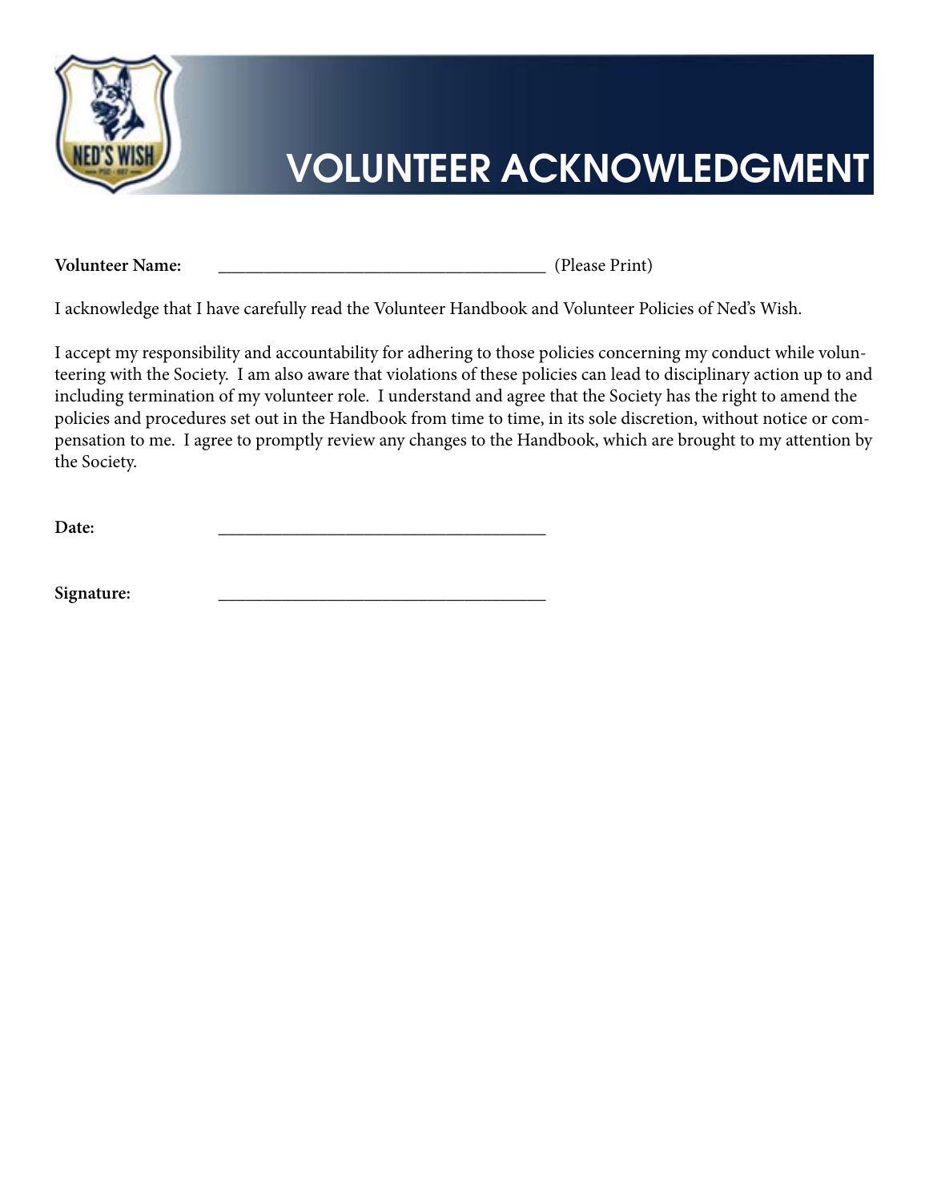# VOLUNTEER ACKNOWLEDGMENT

**Volunteer Name:** ___________________________________ (Please Print)

I acknowledge that I have carefully read the Volunteer Handbook and Volunteer Policies of Ned's Wish.

I accept my responsibility and accountability for adhering to those policies concerning my conduct while volunteering with the Society. I am also aware that violations of these policies can lead to disciplinary action up to and including termination of my volunteer role. I understand and agree that the Society has the right to amend the policies and procedures set out in the Handbook from time to time, in its sole discretion, without notice or compensation to me. I agree to promptly review any changes to the Handbook, which are brought to my attention by the Society.

**Date:** ___________________________________

**Signature:** ___________________________________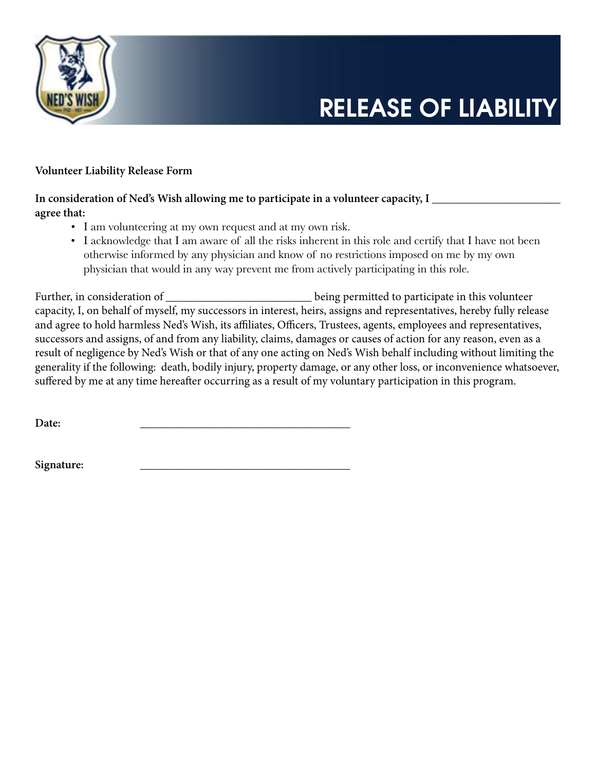# RELEASE OF LIABILITY

**Volunteer Liability Release Form**

**In consideration of Ned's Wish allowing me to participate in a volunteer capacity, I ______________________ agree that:**

- I am volunteering at my own request and at my own risk.
- I acknowledge that I am aware of all the risks inherent in this role and certify that I have not been otherwise informed by any physician and know of no restrictions imposed on me by my own physician that would in any way prevent me from actively participating in this role.

Further, in consideration of _________________________ being permitted to participate in this volunteer capacity, I, on behalf of myself, my successors in interest, heirs, assigns and representatives, hereby fully release and agree to hold harmless Ned's Wish, its affiliates, Officers, Trustees, agents, employees and representatives, successors and assigns, of and from any liability, claims, damages or causes of action for any reason, even as a result of negligence by Ned's Wish or that of any one acting on Ned's Wish behalf including without limiting the generality if the following: death, bodily injury, property damage, or any other loss, or inconvenience whatsoever, suffered by me at any time hereafter occurring as a result of my voluntary participation in this program.

**Date:** ____________________________________

**Signature:** ____________________________________